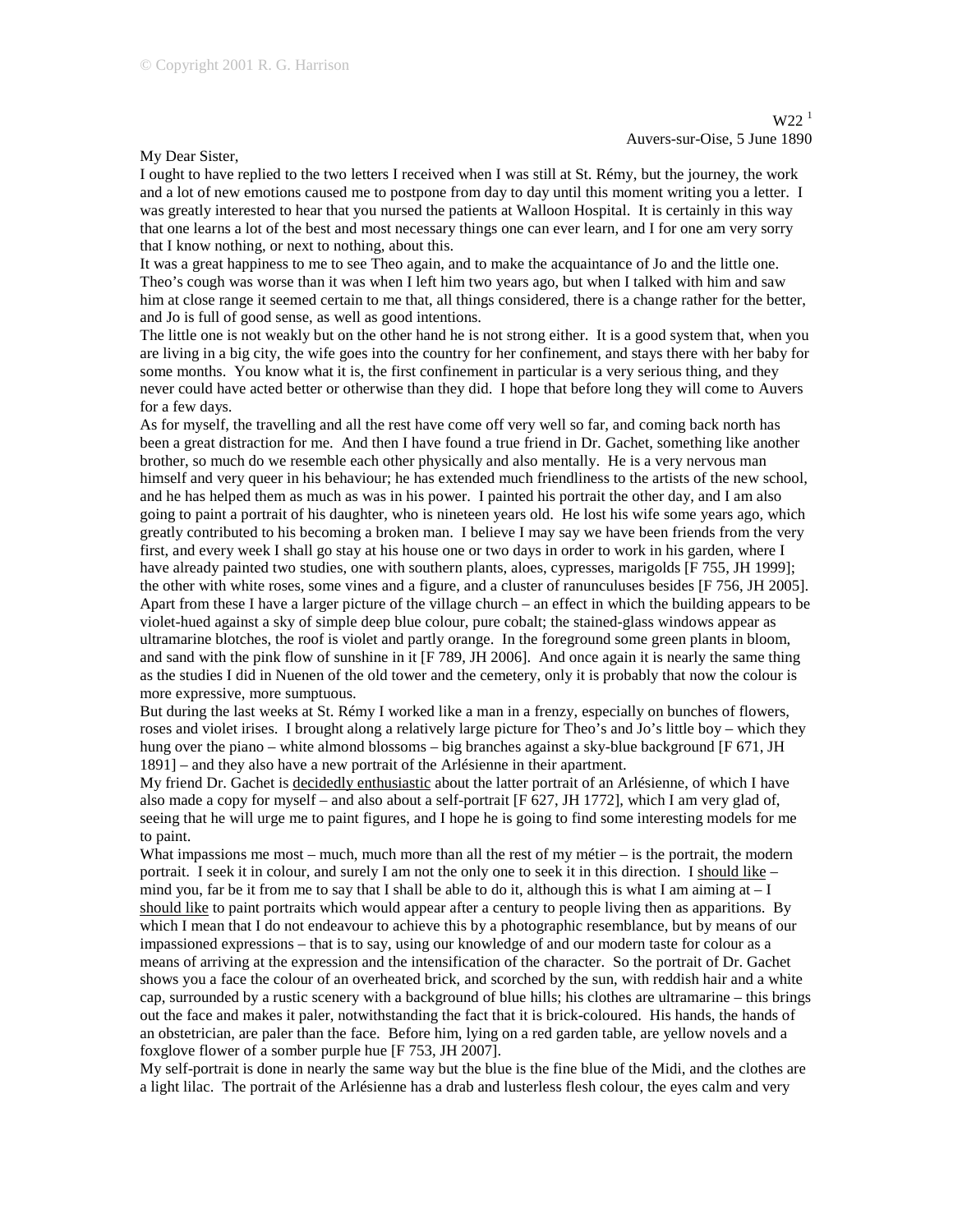W22 [1]
Auvers-sur-Oise, 5 June 1890

My Dear Sister,

I ought to have replied to the two letters I received when I was still at St. Rémy, but the journey, the work and a lot of new emotions caused me to postpone from day to day until this moment writing you a letter. I was greatly interested to hear that you nursed the patients at Walloon Hospital. It is certainly in this way that one learns a lot of the best and most necessary things one can ever learn, and I for one am very sorry that I know nothing, or next to nothing, about this.

It was a great happiness to me to see Theo again, and to make the acquaintance of Jo and the little one. Theo's cough was worse than it was when I left him two years ago, but when I talked with him and saw him at close range it seemed certain to me that, all things considered, there is a change rather for the better, and Jo is full of good sense, as well as good intentions.

The little one is not weakly but on the other hand he is not strong either. It is a good system that, when you are living in a big city, the wife goes into the country for her confinement, and stays there with her baby for some months. You know what it is, the first confinement in particular is a very serious thing, and they never could have acted better or otherwise than they did. I hope that before long they will come to Auvers for a few days.

As for myself, the travelling and all the rest have come off very well so far, and coming back north has been a great distraction for me. And then I have found a true friend in Dr. Gachet, something like another brother, so much do we resemble each other physically and also mentally. He is a very nervous man himself and very queer in his behaviour; he has extended much friendliness to the artists of the new school, and he has helped them as much as was in his power. I painted his portrait the other day, and I am also going to paint a portrait of his daughter, who is nineteen years old. He lost his wife some years ago, which greatly contributed to his becoming a broken man. I believe I may say we have been friends from the very first, and every week I shall go stay at his house one or two days in order to work in his garden, where I have already painted two studies, one with southern plants, aloes, cypresses, marigolds [F 755, JH 1999]; the other with white roses, some vines and a figure, and a cluster of ranunculuses besides [F 756, JH 2005]. Apart from these I have a larger picture of the village church – an effect in which the building appears to be violet-hued against a sky of simple deep blue colour, pure cobalt; the stained-glass windows appear as ultramarine blotches, the roof is violet and partly orange. In the foreground some green plants in bloom, and sand with the pink flow of sunshine in it [F 789, JH 2006]. And once again it is nearly the same thing as the studies I did in Nuenen of the old tower and the cemetery, only it is probably that now the colour is more expressive, more sumptuous.

But during the last weeks at St. Rémy I worked like a man in a frenzy, especially on bunches of flowers, roses and violet irises. I brought along a relatively large picture for Theo's and Jo's little boy – which they hung over the piano – white almond blossoms – big branches against a sky-blue background [F 671, JH 1891] – and they also have a new portrait of the Arlésienne in their apartment.

My friend Dr. Gachet is <u>decidedly enthusiastic</u> about the latter portrait of an Arlésienne, of which I have also made a copy for myself – and also about a self-portrait [F 627, JH 1772], which I am very glad of, seeing that he will urge me to paint figures, and I hope he is going to find some interesting models for me to paint.

What impassions me most – much, much more than all the rest of my métier – is the portrait, the modern portrait. I seek it in colour, and surely I am not the only one to seek it in this direction. I <u>should like</u> – mind you, far be it from me to say that I shall be able to do it, although this is what I am aiming at – I <u>should like</u> to paint portraits which would appear after a century to people living then as apparitions. By which I mean that I do not endeavour to achieve this by a photographic resemblance, but by means of our impassioned expressions – that is to say, using our knowledge of and our modern taste for colour as a means of arriving at the expression and the intensification of the character. So the portrait of Dr. Gachet shows you a face the colour of an overheated brick, and scorched by the sun, with reddish hair and a white cap, surrounded by a rustic scenery with a background of blue hills; his clothes are ultramarine – this brings out the face and makes it paler, notwithstanding the fact that it is brick-coloured. His hands, the hands of an obstetrician, are paler than the face. Before him, lying on a red garden table, are yellow novels and a foxglove flower of a somber purple hue [F 753, JH 2007].

My self-portrait is done in nearly the same way but the blue is the fine blue of the Midi, and the clothes are a light lilac. The portrait of the Arlésienne has a drab and lusterless flesh colour, the eyes calm and very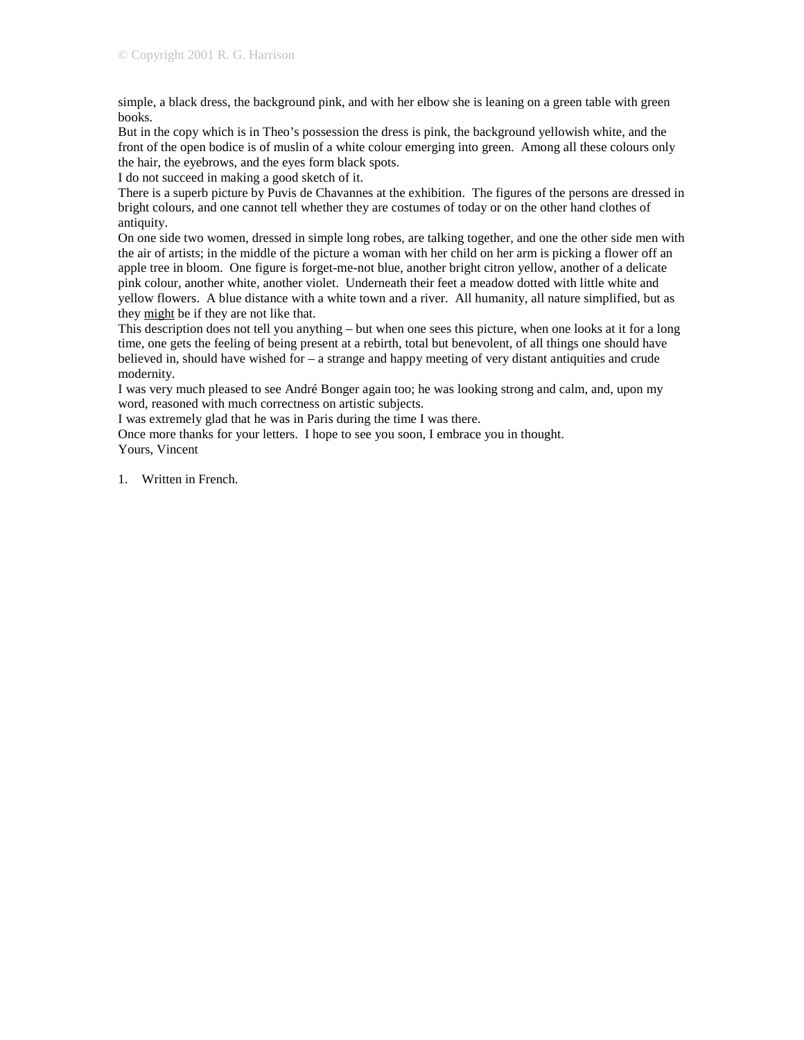simple, a black dress, the background pink, and with her elbow she is leaning on a green table with green books.

But in the copy which is in Theo's possession the dress is pink, the background yellowish white, and the front of the open bodice is of muslin of a white colour emerging into green. Among all these colours only the hair, the eyebrows, and the eyes form black spots.

I do not succeed in making a good sketch of it.

There is a superb picture by Puvis de Chavannes at the exhibition. The figures of the persons are dressed in bright colours, and one cannot tell whether they are costumes of today or on the other hand clothes of antiquity.

On one side two women, dressed in simple long robes, are talking together, and one the other side men with the air of artists; in the middle of the picture a woman with her child on her arm is picking a flower off an apple tree in bloom. One figure is forget-me-not blue, another bright citron yellow, another of a delicate pink colour, another white, another violet. Underneath their feet a meadow dotted with little white and yellow flowers. A blue distance with a white town and a river. All humanity, all nature simplified, but as they <u>might</u> be if they are not like that.

This description does not tell you anything – but when one sees this picture, when one looks at it for a long time, one gets the feeling of being present at a rebirth, total but benevolent, of all things one should have believed in, should have wished for – a strange and happy meeting of very distant antiquities and crude modernity.

I was very much pleased to see André Bonger again too; he was looking strong and calm, and, upon my word, reasoned with much correctness on artistic subjects.

I was extremely glad that he was in Paris during the time I was there.

Once more thanks for your letters. I hope to see you soon, I embrace you in thought.

Yours, Vincent

1. Written in French.